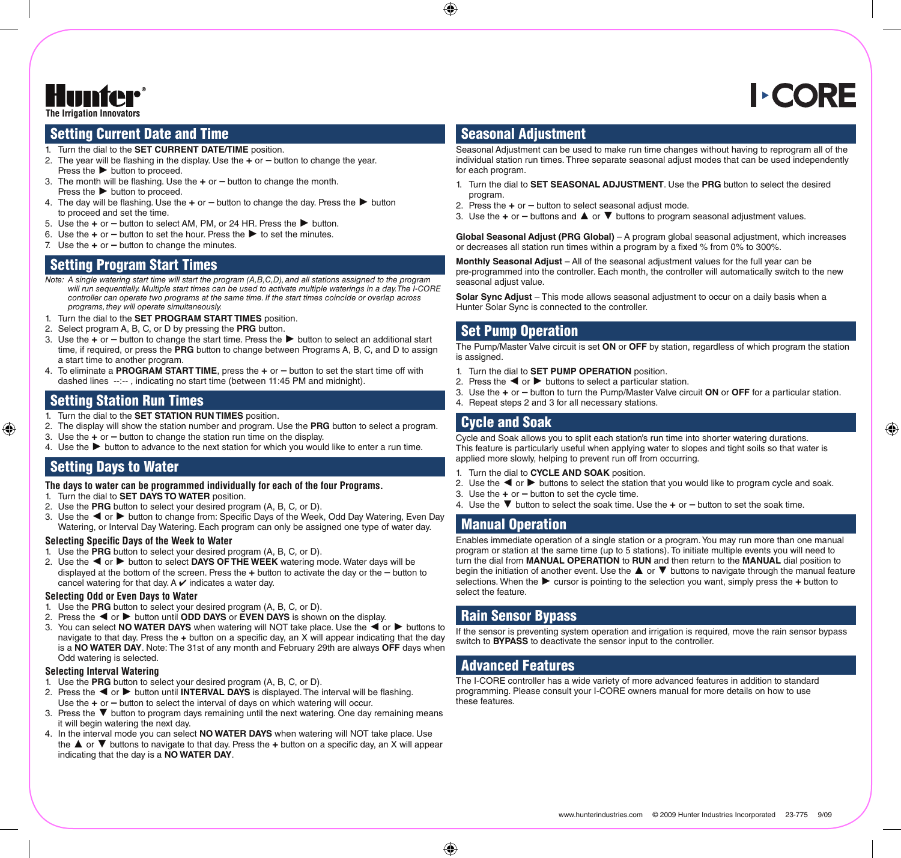**Hunter** The Irrigation Innovators

# I-CORE

## Setting Current Date and Time

1. Turn the dial to the **SET CURRENT DATE/TIME** position.
2. The year will be flashing in the display. Use the **+** or **–** button to change the year. Press the ▶ button to proceed.
3. The month will be flashing. Use the **+** or **–** button to change the month. Press the ▶ button to proceed.
4. The day will be flashing. Use the **+** or **–** button to change the day. Press the ▶ button to proceed and set the time.
5. Use the **+** or **–** button to select AM, PM, or 24 HR. Press the ▶ button.
6. Use the **+** or **–** button to set the hour. Press the ▶ to set the minutes.
7. Use the **+** or **–** button to change the minutes.

## Setting Program Start Times

*Note: A single watering start time will start the program (A,B,C,D), and all stations assigned to the program will run sequentially. Multiple start times can be used to activate multiple waterings in a day. The I-CORE controller can operate two programs at the same time. If the start times coincide or overlap across programs, they will operate simultaneously.*

1. Turn the dial to the **SET PROGRAM START TIMES** position.
2. Select program A, B, C, or D by pressing the **PRG** button.
3. Use the **+** or **–** button to change the start time. Press the ▶ button to select an additional start time, if required, or press the **PRG** button to change between Programs A, B, C, and D to assign a start time to another program.
4. To eliminate a **PROGRAM START TIME**, press the **+** or **–** button to set the start time off with dashed lines --:-- , indicating no start time (between 11:45 PM and midnight).

## Setting Station Run Times

1. Turn the dial to the **SET STATION RUN TIMES** position.
2. The display will show the station number and program. Use the **PRG** button to select a program.
3. Use the **+** or **–** button to change the station run time on the display.
4. Use the ▶ button to advance to the next station for which you would like to enter a run time.

## Setting Days to Water

**The days to water can be programmed individually for each of the four Programs.**

1. Turn the dial to **SET DAYS TO WATER** position.
2. Use the **PRG** button to select your desired program (A, B, C, or D).
3. Use the ◀ or ▶ button to change from: Specific Days of the Week, Odd Day Watering, Even Day Watering, or Interval Day Watering. Each program can only be assigned one type of water day.

### Selecting Specific Days of the Week to Water

1. Use the **PRG** button to select your desired program (A, B, C, or D).
2. Use the ◀ or ▶ button to select **DAYS OF THE WEEK** watering mode. Water days will be displayed at the bottom of the screen. Press the **+** button to activate the day or the **–** button to cancel watering for that day. A ✔ indicates a water day.

### Selecting Odd or Even Days to Water

1. Use the **PRG** button to select your desired program (A, B, C, or D).
2. Press the ◀ or ▶ button until **ODD DAYS** or **EVEN DAYS** is shown on the display.
3. You can select **NO WATER DAYS** when watering will NOT take place. Use the ◀ or ▶ buttons to navigate to that day. Press the **+** button on a specific day, an X will appear indicating that the day is a **NO WATER DAY**. Note: The 31st of any month and February 29th are always **OFF** days when Odd watering is selected.

### Selecting Interval Watering

1. Use the **PRG** button to select your desired program (A, B, C, or D).
2. Press the ◀ or ▶ button until **INTERVAL DAYS** is displayed. The interval will be flashing. Use the **+** or **–** button to select the interval of days on which watering will occur.
3. Press the ▼ button to program days remaining until the next watering. One day remaining means it will begin watering the next day.
4. In the interval mode you can select **NO WATER DAYS** when watering will NOT take place. Use the ▲ or ▼ buttons to navigate to that day. Press the **+** button on a specific day, an X will appear indicating that the day is a **NO WATER DAY**.

## Seasonal Adjustment

Seasonal Adjustment can be used to make run time changes without having to reprogram all of the individual station run times. Three separate seasonal adjust modes that can be used independently for each program.

1. Turn the dial to **SET SEASONAL ADJUSTMENT**. Use the **PRG** button to select the desired program.
2. Press the **+** or **–** button to select seasonal adjust mode.
3. Use the **+** or **–** buttons and ▲ or ▼ buttons to program seasonal adjustment values.

**Global Seasonal Adjust (PRG Global)** – A program global seasonal adjustment, which increases or decreases all station run times within a program by a fixed % from 0% to 300%.

**Monthly Seasonal Adjust** – All of the seasonal adjustment values for the full year can be pre-programmed into the controller. Each month, the controller will automatically switch to the new seasonal adjust value.

**Solar Sync Adjust** – This mode allows seasonal adjustment to occur on a daily basis when a Hunter Solar Sync is connected to the controller.

## Set Pump Operation

The Pump/Master Valve circuit is set **ON** or **OFF** by station, regardless of which program the station is assigned.

1. Turn the dial to **SET PUMP OPERATION** position.
2. Press the ◀ or ▶ buttons to select a particular station.
3. Use the **+** or **–** button to turn the Pump/Master Valve circuit **ON** or **OFF** for a particular station.
4. Repeat steps 2 and 3 for all necessary stations.

## Cycle and Soak

Cycle and Soak allows you to split each station's run time into shorter watering durations. This feature is particularly useful when applying water to slopes and tight soils so that water is applied more slowly, helping to prevent run off from occurring.

1. Turn the dial to **CYCLE AND SOAK** position.
2. Use the ◀ or ▶ buttons to select the station that you would like to program cycle and soak.
3. Use the **+** or **–** button to set the cycle time.
4. Use the ▼ button to select the soak time. Use the **+** or **–** button to set the soak time.

## Manual Operation

Enables immediate operation of a single station or a program. You may run more than one manual program or station at the same time (up to 5 stations). To initiate multiple events you will need to turn the dial from **MANUAL OPERATION** to **RUN** and then return to the **MANUAL** dial position to begin the initiation of another event. Use the ▲ or ▼ buttons to navigate through the manual feature selections. When the ▶ cursor is pointing to the selection you want, simply press the **+** button to select the feature.

## Rain Sensor Bypass

If the sensor is preventing system operation and irrigation is required, move the rain sensor bypass switch to **BYPASS** to deactivate the sensor input to the controller.

## Advanced Features

The I-CORE controller has a wide variety of more advanced features in addition to standard programming. Please consult your I-CORE owners manual for more details on how to use these features.

www.hunterindustries.com © 2009 Hunter Industries Incorporated 23-775 9/09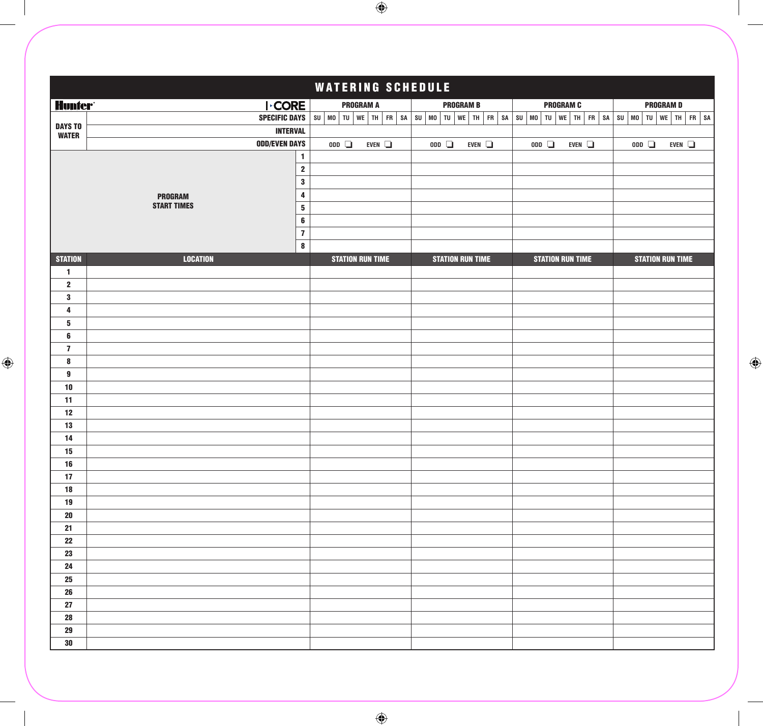# WATERING SCHEDULE

| Hunter | I-CORE | PROGRAM A | PROGRAM B | PROGRAM C | PROGRAM D |
|---|---|---|---|---|---|
| DAYS TO WATER | SPECIFIC DAYS | SU MO TU WE TH FR SA | SU MO TU WE TH FR SA | SU MO TU WE TH FR SA | SU MO TU WE TH FR SA |
| | INTERVAL | | | | |
| | ODD/EVEN DAYS | ODD ❑ EVEN ❑ | ODD ❑ EVEN ❑ | ODD ❑ EVEN ❑ | ODD ❑ EVEN ❑ |
| PROGRAM START TIMES | 1 | | | | |
| | 2 | | | | |
| | 3 | | | | |
| | 4 | | | | |
| | 5 | | | | |
| | 6 | | | | |
| | 7 | | | | |
| | 8 | | | | |

| STATION | LOCATION | STATION RUN TIME | STATION RUN TIME | STATION RUN TIME | STATION RUN TIME |
|---|---|---|---|---|---|
| 1 | | | | | |
| 2 | | | | | |
| 3 | | | | | |
| 4 | | | | | |
| 5 | | | | | |
| 6 | | | | | |
| 7 | | | | | |
| 8 | | | | | |
| 9 | | | | | |
| 10 | | | | | |
| 11 | | | | | |
| 12 | | | | | |
| 13 | | | | | |
| 14 | | | | | |
| 15 | | | | | |
| 16 | | | | | |
| 17 | | | | | |
| 18 | | | | | |
| 19 | | | | | |
| 20 | | | | | |
| 21 | | | | | |
| 22 | | | | | |
| 23 | | | | | |
| 24 | | | | | |
| 25 | | | | | |
| 26 | | | | | |
| 27 | | | | | |
| 28 | | | | | |
| 29 | | | | | |
| 30 | | | | | |